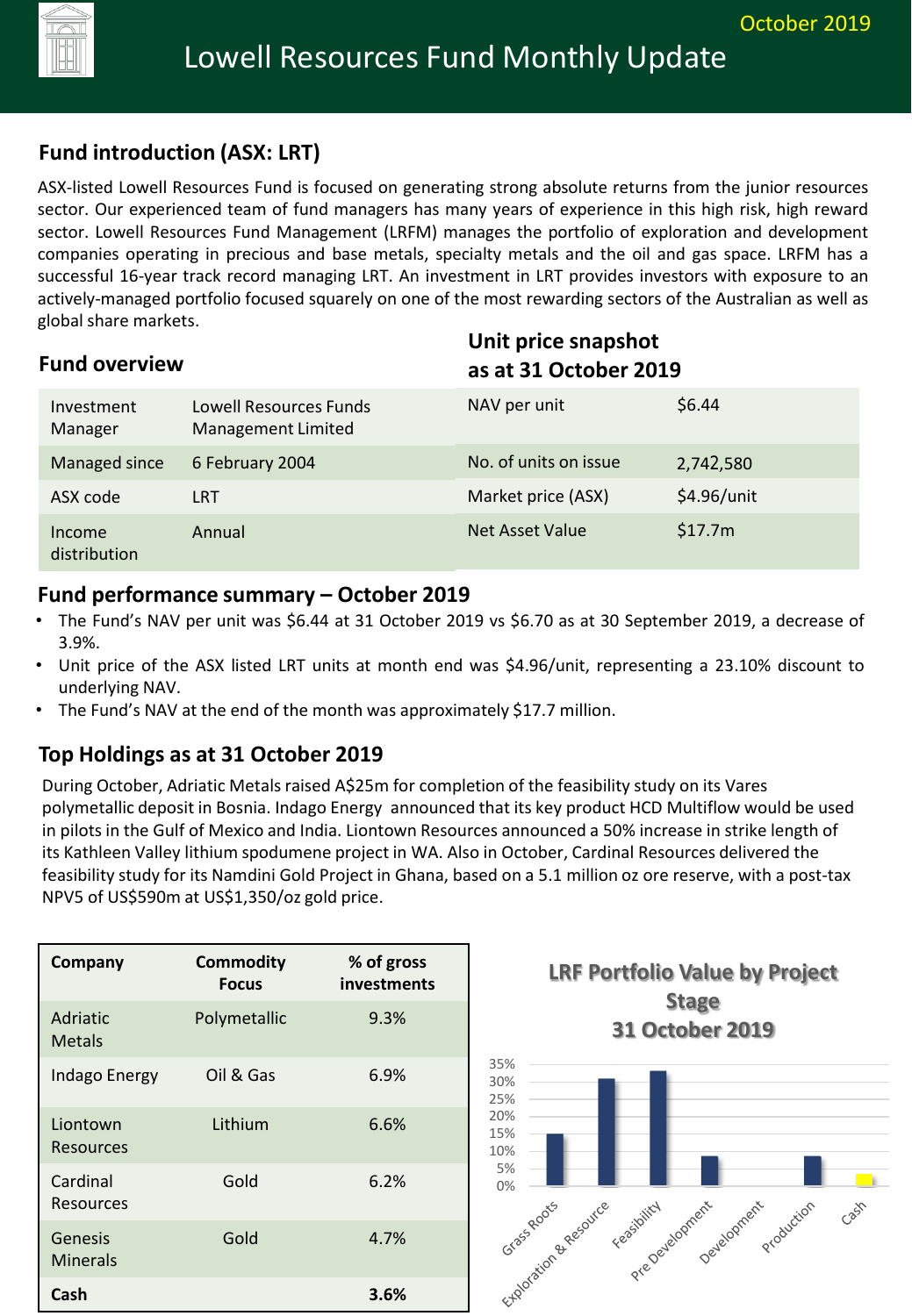# Lowell Resources Fund Monthly Update

October 2019

## Fund introduction (ASX: LRT)

ASX-listed Lowell Resources Fund is focused on generating strong absolute returns from the junior resources sector. Our experienced team of fund managers has many years of experience in this high risk, high reward sector. Lowell Resources Fund Management (LRFM) manages the portfolio of exploration and development companies operating in precious and base metals, specialty metals and the oil and gas space. LRFM has a successful 16-year track record managing LRT. An investment in LRT provides investors with exposure to an actively-managed portfolio focused squarely on one of the most rewarding sectors of the Australian as well as global share markets.

## Fund overview

| | |
|---|---|
| Investment Manager | Lowell Resources Funds Management Limited |
| Managed since | 6 February 2004 |
| ASX code | LRT |
| Income distribution | Annual |

## Unit price snapshot as at 31 October 2019

| | |
|---|---|
| NAV per unit | $6.44 |
| No. of units on issue | 2,742,580 |
| Market price (ASX) | $4.96/unit |
| Net Asset Value | $17.7m |

## Fund performance summary – October 2019

- The Fund's NAV per unit was $6.44 at 31 October 2019 vs $6.70 as at 30 September 2019, a decrease of 3.9%.
- Unit price of the ASX listed LRT units at month end was $4.96/unit, representing a 23.10% discount to underlying NAV.
- The Fund's NAV at the end of the month was approximately $17.7 million.

## Top Holdings as at 31 October 2019

During October, Adriatic Metals raised A$25m for completion of the feasibility study on its Vares polymetallic deposit in Bosnia. Indago Energy announced that its key product HCD Multiflow would be used in pilots in the Gulf of Mexico and India. Liontown Resources announced a 50% increase in strike length of its Kathleen Valley lithium spodumene project in WA. Also in October, Cardinal Resources delivered the feasibility study for its Namdini Gold Project in Ghana, based on a 5.1 million oz ore reserve, with a post-tax NPV5 of US$590m at US$1,350/oz gold price.

| Company | Commodity Focus | % of gross investments |
|---|---|---|
| Adriatic Metals | Polymetallic | 9.3% |
| Indago Energy | Oil & Gas | 6.9% |
| Liontown Resources | Lithium | 6.6% |
| Cardinal Resources | Gold | 6.2% |
| Genesis Minerals | Gold | 4.7% |
| **Cash** | | **3.6%** |

**LRF Portfolio Value by Project Stage 31 October 2019**

| Stage | Approx. % |
|---|---|
| Grass Roots | 15% |
| Exploration & Resource | 31% |
| Feasibility | 33% |
| Pre Development | 8% |
| Development | 0% |
| Production | 8% |
| Cash | 4% |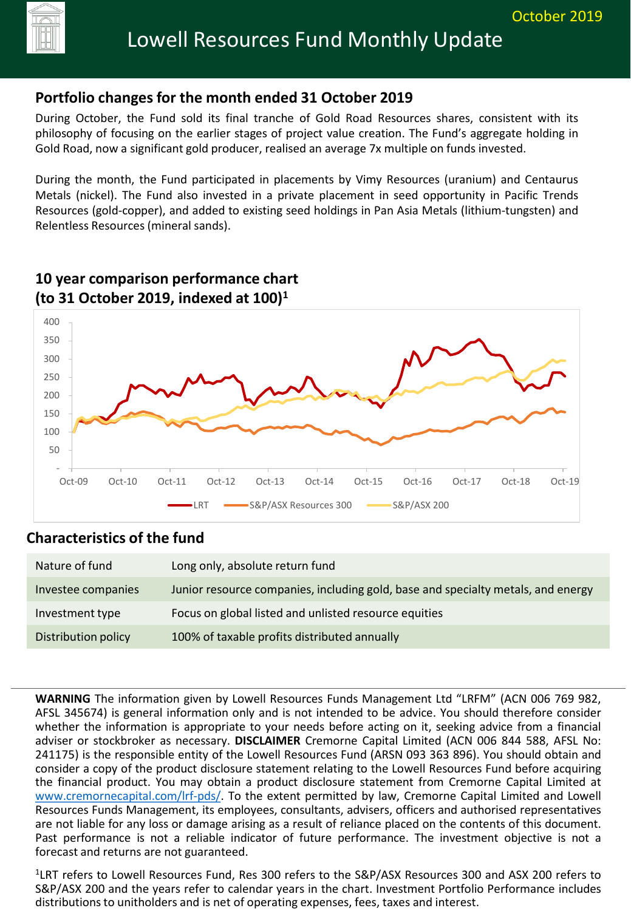October 2019

# Lowell Resources Fund Monthly Update

## Portfolio changes for the month ended 31 October 2019

During October, the Fund sold its final tranche of Gold Road Resources shares, consistent with its philosophy of focusing on the earlier stages of project value creation. The Fund's aggregate holding in Gold Road, now a significant gold producer, realised an average 7x multiple on funds invested.

During the month, the Fund participated in placements by Vimy Resources (uranium) and Centaurus Metals (nickel). The Fund also invested in a private placement in seed opportunity in Pacific Trends Resources (gold-copper), and added to existing seed holdings in Pan Asia Metals (lithium-tungsten) and Relentless Resources (mineral sands).

## 10 year comparison performance chart (to 31 October 2019, indexed at 100)[1]

400
350
300
250
200
150
100
50
-

Oct-09 Oct-10 Oct-11 Oct-12 Oct-13 Oct-14 Oct-15 Oct-16 Oct-17 Oct-18 Oct-19

LRT S&P/ASX Resources 300 S&P/ASX 200

## Characteristics of the fund

| | |
|---|---|
| Nature of fund | Long only, absolute return fund |
| Investee companies | Junior resource companies, including gold, base and specialty metals, and energy |
| Investment type | Focus on global listed and unlisted resource equities |
| Distribution policy | 100% of taxable profits distributed annually |

**WARNING** The information given by Lowell Resources Funds Management Ltd "LRFM" (ACN 006 769 982, AFSL 345674) is general information only and is not intended to be advice. You should therefore consider whether the information is appropriate to your needs before acting on it, seeking advice from a financial adviser or stockbroker as necessary. **DISCLAIMER** Cremorne Capital Limited (ACN 006 844 588, AFSL No: 241175) is the responsible entity of the Lowell Resources Fund (ARSN 093 363 896). You should obtain and consider a copy of the product disclosure statement relating to the Lowell Resources Fund before acquiring the financial product. You may obtain a product disclosure statement from Cremorne Capital Limited at www.cremornecapital.com/lrf-pds/. To the extent permitted by law, Cremorne Capital Limited and Lowell Resources Funds Management, its employees, consultants, advisers, officers and authorised representatives are not liable for any loss or damage arising as a result of reliance placed on the contents of this document. Past performance is not a reliable indicator of future performance. The investment objective is not a forecast and returns are not guaranteed.

[1]LRT refers to Lowell Resources Fund, Res 300 refers to the S&P/ASX Resources 300 and ASX 200 refers to S&P/ASX 200 and the years refer to calendar years in the chart. Investment Portfolio Performance includes distributions to unitholders and is net of operating expenses, fees, taxes and interest.